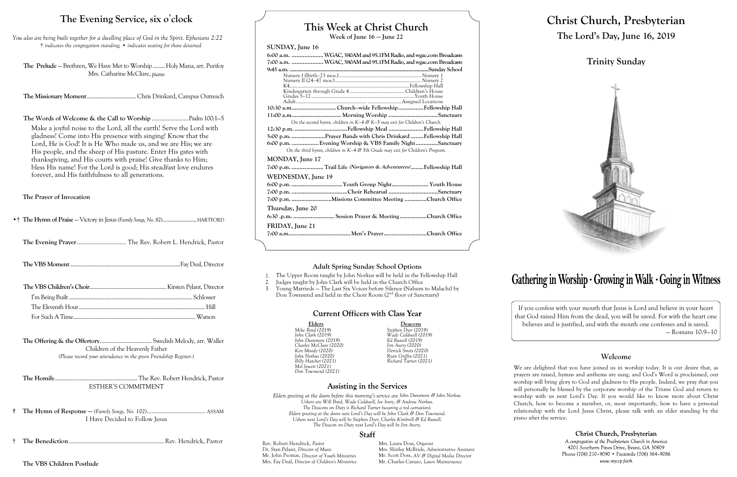# The Evening Service, six o'clock

*You also are being built together for a dwelling place of God in the Spirit. Ephesians 2:22*
*† indicates the congregation standing; • indicates seating for those detained*

**The Prelude** — Brethren, We Have Met to Worship......... Holy Mana, arr. Purifoy
Mrs. Catharine McClure, *piano*

**The Missionary Moment**.................................... Chris Drinkard, Campus Outreach

**The Words of Welcome & the Call to Worship**....................... Psalm 100:1–5

Make a joyful noise to the Lord, all the earth! Serve the Lord with gladness! Come into His presence with singing! Know that the Lord, He is God! It is He Who made us, and we are His; we are His people, and the sheep of His pasture. Enter His gates with thanksgiving, and His courts with praise! Give thanks to Him; bless His name! For the Lord is good; His steadfast love endures forever, and His faithfulness to all generations.

**The Prayer of Invocation**

•† **The Hymn of Praise** — Victory in Jesus *(Family Songs, No. 82)*.......................... HARTFORD

**The Evening Prayer**............................... The Rev. Robert L. Hendrick, Pastor

**The VBS Moment**...................................................................................Fay Deal, Director

**The VBS Children's Choir**........................................................ Kirsten Pylant, Director

I'm Being Built............................................................................................ Schlosser
The Eleventh Hour............................................................................................... Hill
For Such A Time............................................................................................. Watson

**The Offering & the Offertory**.................................... Swedish Melody, arr. Waller
Children of the Heavenly Father
*(Please record your attendance in the green Friendship Register.)*

**The Homily**........................................................ The Rev. Robert Hendrick, Pastor
ESTHER'S COMMITMENT

† **The Hymn of Response** — *(Family Songs, No. 102)*.................................... ASSAM
I Have Decided to Follow Jesus

† **The Benediction**............................................................ Rev. Hendrick, Pastor

**The VBS Children Postlude**

# This Week at Christ Church

**Week of June 16 — June 22**

**SUNDAY, June 16**

6:00 a.m. .................... WGAC, 580AM and 95.1FM Radio, and wgac.com Broadcasts
7:00 a.m. .................... WGAC, 580AM and 95.1FM Radio, and wgac.com Broadcasts
9:45 a.m. ............................................................................................ Sunday School
- Nursery I (Birth–23 mos.)........................................................ Nursery 1
- Nursery II (24–47 mos.)........................................................... Nursery 2
- K4.......................................................................... Fellowship Hall
- Kindergarten through Grade 4....................................... Children's House
- Grades 5–12..................................................................... Youth House
- Adult.................................................................... Assigned Locations

10:30 a.m. ........................... Church–wide Fellowship................ Fellowship Hall
11:00 a.m. .............................. Morning Worship ............................... Sanctuary
*On the second hymn, children in K–4 & K–5 may exit for Children's Church.*
12:30 p.m. ................................. Fellowship Meal ...................... Fellowship Hall
5:00 p.m. ..................... Prayer Bands with Chris Drinkard ........ Fellowship Hall
6:00 p.m. ................. Evening Worship & VBS Family Night.............. Sanctuary
*On the third hymn, children in K–4 & 5th Grade may exit for Children's Program.*

**MONDAY, June 17**

7:00 p.m. .................... Trail Life *(Navigators & Adventurers)*........ Fellowship Hall

**WEDNESDAY, June 19**

6:00 p.m. ................................ Youth Group Night....................... Youth House
7:00 p.m. ................................... Choir Rehearsal ............................... Sanctuary
7:00 p.m. ......................... Missions Committee Meeting ............. Church Office

**Thursday, June 20**

6:30 .p.m. .......................... Session Prayer & Meeting................. Church Office

**FRIDAY, June 21**

7:00 a.m........................................ Men's Prayer........................... Church Office

## Adult Spring Sunday School Options

1. The Upper Room taught by John Norkus will be held in the Fellowship Hall
2. Judges taught by John Clark will be held in the Church Office
3. Young Marrieds — The Last Six Voices before Silence (Nahum to Malachi) by Don Townsend and held in the Choir Room (2nd floor of Sanctuary)

## Current Officers with Class Year

| Elders | Deacons |
|---|---|
| *Mike Boyd (2019)* | *Stephen Dyer (2019)* |
| *John Clark (2019)* | *Wade Caldwell (2019)* |
| *John Dunsmore (2019)* | *Ed Russell (2019)* |
| *Charles McClure (2020)* | *Jim Avery (2020)* |
| *Ken Moody (2020)* | *Derrick Smits (2020)* |
| *John Norkus (2020)* | *Ryan Griffin (2021)* |
| *Billy Hatcher (2021)* | *Richard Turner (2021)* |
| *Mel Jewett (2021)* | |
| *Don Townsend (2021)* | |

## Assisting in the Services

*Elders greeting at the doors before this morning's service are John Dunsmore & John Norkus.*
*Ushers are Will Boyd, Wade Caldwell, Joe Ivory, & Andrew Norkus.*
*The Deacons on Duty is Richard Turner (wearing a red carnation).*
*Elders greeting at the doors next Lord's Day will be John Clark & Don Townsend.*
*Ushers next Lord's Day will be Stephen Dyer, Charles Kimbrell & Ed Russell.*
*The Deacon on Duty next Lord's Day will be Jim Avery.*

## Staff

Rev. Robert Hendrick, *Pastor*
Dr. Stan Pylant, *Director of Music*
Mr. John Psomas, *Director of Youth Ministries*
Mrs. Fay Deal, *Director of Children's Ministries*
Mrs. Laura Doss, *Organist*
Mrs. Shirley McBride, *Administrative Assistant*
Mr. Scott Doss, *AV & Digital Media Director*
Mr. Charles Caruso, *Lawn Maintenance*

# Christ Church, Presbyterian

## The Lord's Day, June 16, 2019

## Trinity Sunday

# Gathering in Worship · Growing in Walk · Going in Witness

If you confess with your mouth that Jesus is Lord and believe in your heart that God raised Him from the dead, you will be saved. For with the heart one believes and is justified, and with the mouth one confesses and is saved.
— Romans 10:9—10

## Welcome

We are delighted that you have joined us in worship today. It is our desire that, as prayers are raised, hymns and anthems are sung, and God's Word is proclaimed, our worship will bring glory to God and gladness to His people. Indeed, we pray that you will personally be blessed by the corporate worship of the Triune God and return to worship with us next Lord's Day. If you would like to know more about Christ Church, how to become a member, or, most importantly, how to have a personal relationship with the Lord Jesus Christ, please talk with an elder standing by the piano after the service.

**Christ Church, Presbyterian**
*A congregation of the Presbyterian Church in America*
4201 Southern Pines Drive, Evans, GA 30809
Phone (706) 210-9090 • Facsimile (706) 364-9086
*www.myccp.faith*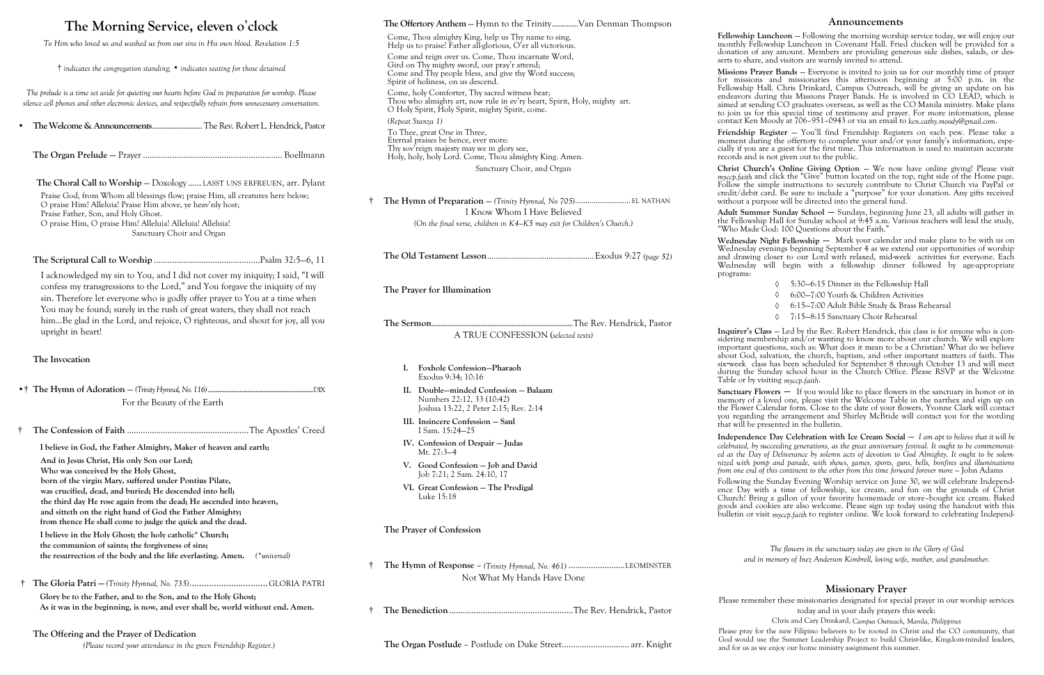# The Morning Service, eleven o'clock

*To Him who loved us and washed us from our sins in His own blood. Revelation 1:5*

*† indicates the congregation standing; • indicates seating for those detained*

*The prelude is a time set aside for quieting our hearts before God in preparation for worship. Please silence cell phones and other electronic devices, and respectfully refrain from unnecessary conversation.*

• **The Welcome & Announcements** ............................ The Rev. Robert L. Hendrick, Pastor

**The Organ Prelude** — Prayer ............................................................. Boellmann

**The Choral Call to Worship** — Doxology ...... LASST UNS ERFREUEN, arr. Pylant

Praise God, from Whom all blessings flow; praise Him, all creatures here below;
O praise Him! Alleluia! Praise Him above, ye heav'nly host;
Praise Father, Son, and Holy Ghost.
O praise Him, O praise Him! Alleluia! Alleluia! Alleluia!

Sanctuary Choir and Organ

**The Scriptural Call to Worship** ...............................................Psalm 32:5–6, 11

I acknowledged my sin to You, and I did not cover my iniquity; I said, "I will confess my transgressions to the Lord," and You forgave the iniquity of my sin. Therefore let everyone who is godly offer prayer to You at a time when You may be found; surely in the rush of great waters, they shall not reach him...Be glad in the Lord, and rejoice, O righteous, and shout for joy, all you upright in heart!

**The Invocation**

•† **The Hymn of Adoration** — *(Trinity Hymnal, No. 116)* ................................................ DIX

For the Beauty of the Earth

† **The Confession of Faith** ......................................................The Apostles' Creed

**I believe in God, the Father Almighty, Maker of heaven and earth;**

**And in Jesus Christ, His only Son our Lord;**
**Who was conceived by the Holy Ghost,**
**born of the virgin Mary, suffered under Pontius Pilate,**
**was crucified, dead, and buried; He descended into hell;**
**the third day He rose again from the dead; He ascended into heaven,**
**and sitteth on the right hand of God the Father Almighty;**
**from thence He shall come to judge the quick and the dead.**

**I believe in the Holy Ghost; the holy catholic\* Church;**
**the communion of saints; the forgiveness of sins;**
**the resurrection of the body and the life everlasting. Amen.** *(\*universal)*

† **The Gloria Patri** — *(Trinity Hymnal, No. 735)*................................ GLORIA PATRI

**Glory be to the Father, and to the Son, and to the Holy Ghost;**
**As it was in the beginning, is now, and ever shall be, world without end. Amen.**

**The Offering and the Prayer of Dedication**

*(Please record your attendance in the green Friendship Register.)*

**The Offertory Anthem** — Hymn to the Trinity................Van Denman Thompson

Come, Thou almighty King, help us Thy name to sing,
Help us to praise! Father all-glorious, O'er all victorious.

Come and reign over us. Come, Thou incarnate Word,
Gird on Thy mighty sword, our pray'r attend;
Come and Thy people bless, and give thy Word success;
Spirit of holiness, on us descend.

Come, holy Comforter, Thy sacred witness bear;
Thou who almighty art, now rule in ev'ry heart, Spirit, Holy, mighty art.
O Holy Spirit, Holy Spirit, mighty Spirit, come.

*(Repeat Stanza 1)*

To Thee, great One in Three,
Eternal praises be hence, ever more:
Thy sov'reign majesty may we in glory see,
Holy, holy, holy Lord. Come, Thou almighty King. Amen.

Sanctuary Choir, and Organ

† **The Hymn of Preparation** — *(Trinity Hymnal, No 705)*.......................... EL NATHAN

I Know Whom I Have Believed

*(On the final verse, children in K4–K5 may exit for Children's Church.)*

**The Old Testament Lesson**.................................................... Exodus 9:27 *(page 52)*

**The Prayer for Illumination**

**The Sermon**.......................................................................................The Rev. Hendrick, Pastor

A TRUE CONFESSION (*selected texts*)

I. **Foxhole Confession—Pharaoh**
   Exodus 9:34; 10:16
II. **Double—minded Confession — Balaam**
   Numbers 22:12, 33 (10:42)
   Joshua 13:22, 2 Peter 2:15; Rev. 2:14
III. **Insincere Confession — Saul**
   I Sam. 15:24—25
IV. **Confession of Despair — Judas**
   Mt. 27:3—4
V. **Good Confession — Job and David**
   Job 7:21; 2 Sam. 24:10, 17
VI. **Great Confession — The Prodigal**
   Luke 15:18

**The Prayer of Confession**

† **The Hymn of Response** – *(Trinity Hymnal, No. 461)* .........................LEOMINSTER

Not What My Hands Have Done

† **The Benediction**......................................................The Rev. Hendrick, Pastor

**The Organ Postlude** – Postlude on Duke Street.............................. arr. Knight

## Announcements

**Fellowship Luncheon** — Following the morning worship service today, we will enjoy our monthly Fellowship Luncheon in Covenant Hall. Fried chicken will be provided for a donation of any amount. Members are providing generous side dishes, salads, or desserts to share, and visitors are warmly invited to attend.

**Missions Prayer Bands** — Everyone is invited to join us for our monthly time of prayer for missions and missionaries this afternoon beginning at 5:00 p.m. in the Fellowship Hall. Chris Drinkard, Campus Outreach, will be giving an update on his endeavors during this Missions Prayer Bands. He is involved in CO LEAD, which is aimed at sending CO graduates overseas, as well as the CO Manila ministry. Make plans to join us for this special time of testimony and prayer. For more information, please contact Ken Moody at 706–951–0943 or via an email to *ken.cathy.moody@gmail.com*.

**Friendship Register** — You'll find Friendship Registers on each pew. Please take a moment during the offertory to complete your and/or your family's information, especially if you are a guest for the first time. This information is used to maintain accurate records and is not given out to the public.

**Christ Church's Online Giving Option** — We now have online giving! Please visit *myccp.faith* and click the "Give" button located on the top, right side of the Home page. Follow the simple instructions to securely contribute to Christ Church via PayPal or credit/debit card. Be sure to include a "purpose" for your donation. Any gifts received without a purpose will be directed into the general fund.

**Adult Summer Sunday School** — Sundays, beginning June 23, all adults will gather in the Fellowship Hall for Sunday school at 9:45 a.m. Various teachers will lead the study, "Who Made God: 100 Questions about the Faith."

**Wednesday Night Fellowship** — Mark your calendar and make plans to be with us on Wednesday evenings beginning September 4 as we extend our opportunities of worship and drawing closer to our Lord with relaxed, mid-week activities for everyone. Each Wednesday will begin with a fellowship dinner followed by age-appropriate programs:

- 5:30—6:15 Dinner in the Fellowship Hall
- 6:00—7:00 Youth & Children Activities
- 6:15—7:00 Adult Bible Study & Brass Rehearsal
- 7:15—8:15 Sanctuary Choir Rehearsal

**Inquirer's Class** — Led by the Rev. Robert Hendrick, this class is for anyone who is considering membership and/or wanting to know more about our church. We will explore important questions, such as: What does it mean to be a Christian? What do we believe about God, salvation, the church, baptism, and other important matters of faith. This six-week class has been scheduled for September 8 through October 13 and will meet during the Sunday school hour in the Church Office. Please RSVP at the Welcome Table or by visiting *myccp.faith*.

**Sanctuary Flowers** — If you would like to place flowers in the sanctuary in honor or in memory of a loved one, please visit the Welcome Table in the narthex and sign up on the Flower Calendar form. Close to the date of your flowers, Yvonne Clark will contact you regarding the arrangement and Shirley McBride will contact you for the wording that will be presented in the bulletin.

**Independence Day Celebration with Ice Cream Social** — *I am apt to believe that it will be celebrated, by succeeding generations, as the great anniversary festival. It ought to be commemorated as the Day of Deliverance by solemn acts of devotion to God Almighty. It ought to be solemnized with pomp and parade, with shews, games, sports, guns, bells, bonfires and illuminations from one end of this continent to the other from this time forward forever more* – John Adams

Following the Sunday Evening Worship service on June 30, we will celebrate Independence Day with a time of fellowship, ice cream, and fun on the grounds of Christ Church! Bring a gallon of your favorite homemade or store–bought ice cream. Baked goods and cookies are also welcome. Please sign up today using the handout with this bulletin or visit *myccp.faith* to register online. We look forward to celebrating Independ-

*The flowers in the sanctuary today are given to the Glory of God and in memory of Inez Anderson Kimbrell, loving wife, mother, and grandmother.*

## Missionary Prayer

Please remember these missionaries designated for special prayer in our worship services today and in your daily prayers this week:

Chris and Cary Drinkard, *Campus Outreach, Manila, Philippines*

Please pray for the new Filipino believers to be rooted in Christ and the CO community, that God would use the Summer Leadership Project to build Christ-like, Kingdom-minded leaders, and for us as we enjoy our home ministry assignment this summer.